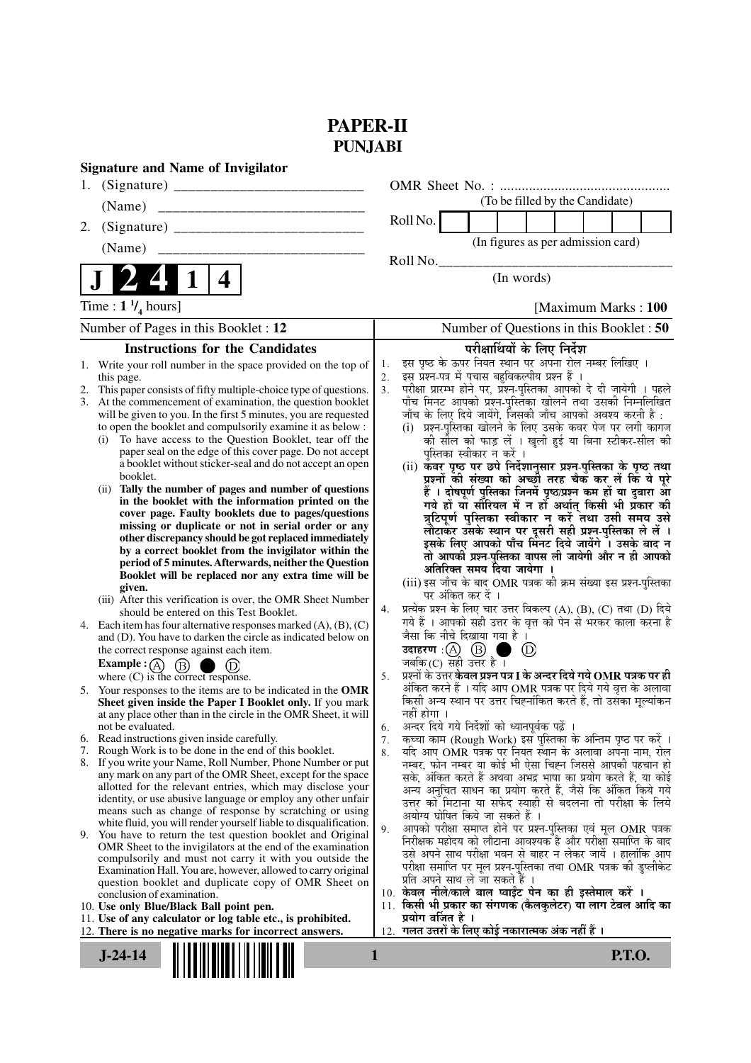# PAPER-II
## PUNJABI

**Signature and Name of Invigilator**

1. (Signature) __________________________

   (Name) __________________________

2. (Signature) __________________________

   (Name) __________________________

OMR Sheet No. : ...............................................

(To be filled by the Candidate)

Roll No. | | | | | | | | |

(In figures as per admission card)

Roll No.________________________________

(In words)

**J 2 4 1 4**

Time : $1\,^1/_4$ hours] [Maximum Marks : **100**

Number of Pages in this Booklet : **12** Number of Questions in this Booklet : **50**

## Instructions for the Candidates

1. Write your roll number in the space provided on the top of this page.
2. This paper consists of fifty multiple-choice type of questions.
3. At the commencement of examination, the question booklet will be given to you. In the first 5 minutes, you are requested to open the booklet and compulsorily examine it as below :
   (i) To have access to the Question Booklet, tear off the paper seal on the edge of this cover page. Do not accept a booklet without sticker-seal and do not accept an open booklet.
   (ii) **Tally the number of pages and number of questions in the booklet with the information printed on the cover page. Faulty booklets due to pages/questions missing or duplicate or not in serial order or any other discrepancy should be got replaced immediately by a correct booklet from the invigilator within the period of 5 minutes. Afterwards, neither the Question Booklet will be replaced nor any extra time will be given.**
   (iii) After this verification is over, the OMR Sheet Number should be entered on this Test Booklet.
4. Each item has four alternative responses marked (A), (B), (C) and (D). You have to darken the circle as indicated below on the correct response against each item.
   **Example :** (A) (B) ● (D)
   where (C) is the correct response.
5. Your responses to the items are to be indicated in the **OMR Sheet given inside the Paper I Booklet only.** If you mark at any place other than in the circle in the OMR Sheet, it will not be evaluated.
6. Read instructions given inside carefully.
7. Rough Work is to be done in the end of this booklet.
8. If you write your Name, Roll Number, Phone Number or put any mark on any part of the OMR Sheet, except for the space allotted for the relevant entries, which may disclose your identity, or use abusive language or employ any other unfair means such as change of response by scratching or using white fluid, you will render yourself liable to disqualification.
9. You have to return the test question booklet and Original OMR Sheet to the invigilators at the end of the examination compulsorily and must not carry it with you outside the Examination Hall. You are, however, allowed to carry original question booklet and duplicate copy of OMR Sheet on conclusion of examination.
10. **Use only Blue/Black Ball point pen.**
11. **Use of any calculator or log table etc., is prohibited.**
12. **There is no negative marks for incorrect answers.**

## परीक्षार्थियों के लिए निर्देश

1. इस पृष्ठ के ऊपर नियत स्थान पर अपना रोल नम्बर लिखिए ।
2. इस प्रश्न-पत्र में पचास बहुविकल्पीय प्रश्न हैं ।
3. परीक्षा प्रारम्भ होने पर, प्रश्न-पुस्तिका आपको दे दी जायेगी । पहले पाँच मिनट आपको प्रश्न-पुस्तिका खोलने तथा उसकी निम्नलिखित जाँच के लिए दिये जायेंगे, जिसकी जाँच आपको अवश्य करनी है :
   (i) प्रश्न-पुस्तिका खोलने के लिए उसके कवर पेज पर लगी कागज की सील को फाड़ लें । खुली हुई या बिना स्टीकर-सील की पुस्तिका स्वीकार न करें ।
   (ii) **कवर पृष्ठ पर छपे निर्देशानुसार प्रश्न-पुस्तिका के पृष्ठ तथा प्रश्नों की संख्या को अच्छी तरह चैक कर लें कि ये पूरे हैं । दोषपूर्ण पुस्तिका जिनमें पृष्ठ/प्रश्न कम हों या दुबारा आ गये हों या सीरियल में न हों अर्थात् किसी भी प्रकार की त्रुटिपूर्ण पुस्तिका स्वीकार न करें तथा उसी समय उसे लौटाकर उसके स्थान पर दूसरी सही प्रश्न-पुस्तिका ले लें । इसके लिए आपको पाँच मिनट दिये जायेंगे । उसके बाद न तो आपकी प्रश्न-पुस्तिका वापस ली जायेगी और न ही आपको अतिरिक्त समय दिया जायेगा ।**
   (iii) इस जाँच के बाद OMR पत्रक की क्रम संख्या इस प्रश्न-पुस्तिका पर अंकित कर दें ।
4. प्रत्येक प्रश्न के लिए चार उत्तर विकल्प (A), (B), (C) तथा (D) दिये गये हैं । आपको सही उत्तर के वृत्त को पेन से भरकर काला करना है जैसा कि नीचे दिखाया गया है ।
   **उदाहरण :** (A) (B) ● (D)
   जबकि (C) सही उत्तर है ।
5. प्रश्नों के उत्तर **केवल प्रश्न पत्र I के अन्दर दिये गये OMR पत्रक पर ही** अंकित करने हैं । यदि आप OMR पत्रक पर दिये गये वृत्त के अलावा किसी अन्य स्थान पर उत्तर चिह्नांकित करते हैं, तो उसका मूल्यांकन नहीं होगा ।
6. अन्दर दिये गये निर्देशों को ध्यानपूर्वक पढ़ें ।
7. कच्चा काम (Rough Work) इस पुस्तिका के अन्तिम पृष्ठ पर करें ।
8. यदि आप OMR पत्रक पर नियत स्थान के अलावा अपना नाम, रोल नम्बर, फोन नम्बर या कोई भी ऐसा चिह्न जिससे आपकी पहचान हो सके, अंकित करते हैं अथवा अभद्र भाषा का प्रयोग करते हैं, या कोई अन्य अनुचित साधन का प्रयोग करते हैं, जैसे कि अंकित किये गये उत्तर को मिटाना या सफेद स्याही से बदलना तो परीक्षा के लिये अयोग्य घोषित किये जा सकते हैं ।
9. आपको परीक्षा समाप्त होने पर प्रश्न-पुस्तिका एवं मूल OMR पत्रक निरीक्षक महोदय को लौटाना आवश्यक है और परीक्षा समाप्ति के बाद उसे अपने साथ परीक्षा भवन से बाहर न लेकर जायें । हालांकि आप परीक्षा समाप्ति पर मूल प्रश्न-पुस्तिका तथा OMR पत्रक की डुप्लीकेट प्रति अपने साथ ले जा सकते हैं ।
10. **केवल नीले/काले बाल प्वाईंट पेन का ही इस्तेमाल करें ।**
11. **किसी भी प्रकार का संगणक (कैलकुलेटर) या लाग टेबल आदि का प्रयोग वर्जित है ।**
12. **गलत उत्तरों के लिए कोई नकारात्मक अंक नहीं हैं ।**

J-24-14 P.T.O.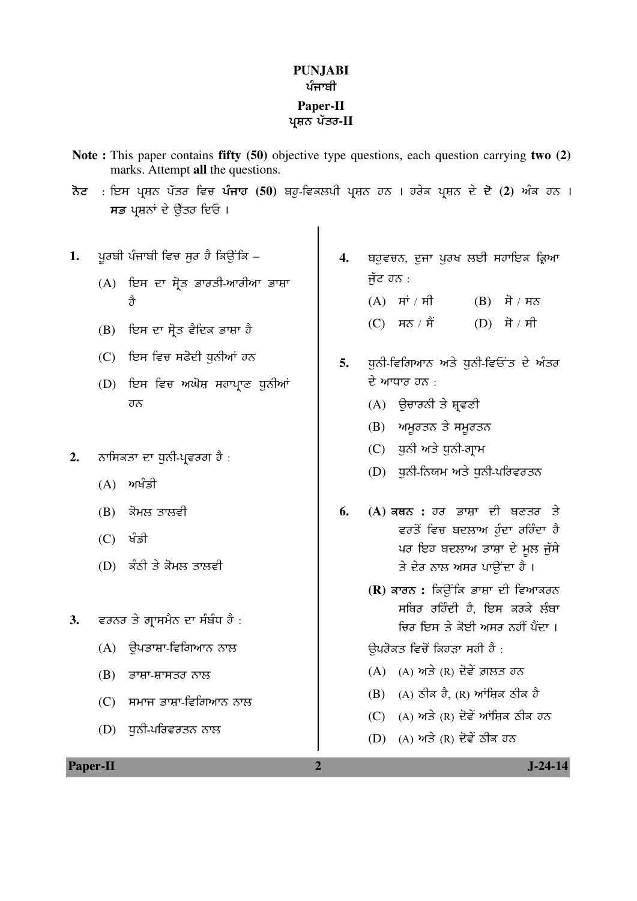# PUNJABI
# ਪੰਜਾਬੀ
## Paper-II
## ਪ੍ਰਸ਼ਨ ਪੱਤਰ-II

**Note :** This paper contains **fifty (50)** objective type questions, each question carrying **two (2)** marks. Attempt **all** the questions.

**ਨੋਟ** : ਇਸ ਪ੍ਰਸ਼ਨ ਪੱਤਰ ਵਿਚ **ਪੰਜਾਹ (50)** ਬਹੁ-ਵਿਕਲਪੀ ਪ੍ਰਸ਼ਨ ਹਨ । ਹਰੇਕ ਪ੍ਰਸ਼ਨ ਦੇ **ਦੋ (2)** ਅੰਕ ਹਨ । **ਸਭ** ਪ੍ਰਸ਼ਨਾਂ ਦੇ ਉੱਤਰ ਦਿਓ ।

1. ਪੂਰਬੀ ਪੰਜਾਬੀ ਵਿਚ ਸੁਰ ਹੈ ਕਿਉਂਕਿ –
   - (A) ਇਸ ਦਾ ਸ੍ਰੋਤ ਭਾਰਤੀ-ਆਰੀਆ ਭਾਸ਼ਾ ਹੈ
   - (B) ਇਸ ਦਾ ਸ੍ਰੋਤ ਵੈਦਿਕ ਭਾਸ਼ਾ ਹੈ
   - (C) ਇਸ ਵਿਚ ਸਘੋਦੀ ਧੁਨੀਆਂ ਹਨ
   - (D) ਇਸ ਵਿਚ ਅਘੋਸ਼ ਸਹਾਪ੍ਰਾਣ ਧੁਨੀਆਂ ਹਨ

2. ਨਾਸਿਕਤਾ ਦਾ ਧੁਨੀ-ਪ੍ਰਵਰਗ ਹੈ :
   - (A) ਅਖੰਡੀ
   - (B) ਕੋਮਲ ਤਾਲਵੀ
   - (C) ਖੰਡੀ
   - (D) ਕੰਠੀ ਤੇ ਕੋਮਲ ਤਾਲਵੀ

3. ਵਰਨਰ ਤੇ ਗ੍ਰਾਸਮੈਨ ਦਾ ਸੰਬੰਧ ਹੈ :
   - (A) ਉਪਭਾਸ਼ਾ-ਵਿਗਿਆਨ ਨਾਲ
   - (B) ਭਾਸ਼ਾ-ਸ਼ਾਸਤਰ ਨਾਲ
   - (C) ਸਮਾਜ ਭਾਸ਼ਾ-ਵਿਗਿਆਨ ਨਾਲ
   - (D) ਧੁਨੀ-ਪਰਿਵਰਤਨ ਨਾਲ

4. ਬਹੁਵਚਨ, ਦੂਜਾ ਪੁਰਖ ਲਈ ਸਹਾਇਕ ਕ੍ਰਿਆ ਜੁੱਟ ਹਨ :
   - (A) ਸਾਂ / ਸੀ
   - (B) ਸੋ / ਸਨ
   - (C) ਸਨ / ਸੈਂ
   - (D) ਸੋ / ਸੀ

5. ਧੁਨੀ-ਵਿਗਿਆਨ ਅਤੇ ਧੁਨੀ-ਵਿਓਂਤ ਦੇ ਅੰਤਰ ਦੇ ਆਧਾਰ ਹਨ :
   - (A) ਉਚਾਰਨੀ ਤੇ ਸ੍ਰਵਣੀ
   - (B) ਅਮੂਰਤਨ ਤੇ ਸਮੂਰਤਨ
   - (C) ਧੁਨੀ ਅਤੇ ਧੁਨੀ-ਗ੍ਰਾਮ
   - (D) ਧੁਨੀ-ਨਿਯਮ ਅਤੇ ਧੁਨੀ-ਪਰਿਵਰਤਨ

6. **(A) ਕਥਨ :** ਹਰ ਭਾਸ਼ਾ ਦੀ ਬਣਤਰ ਤੇ ਵਰਤੋਂ ਵਿਚ ਬਦਲਾਅ ਹੁੰਦਾ ਰਹਿੰਦਾ ਹੈ ਪਰ ਇਹ ਬਦਲਾਅ ਭਾਸ਼ਾ ਦੇ ਮੂਲ ਜੁੱਸੇ ਤੇ ਦੇਰ ਨਾਲ ਅਸਰ ਪਾਉਂਦਾ ਹੈ ।

   **(R) ਕਾਰਨ :** ਕਿਉਂਕਿ ਭਾਸ਼ਾ ਦੀ ਵਿਆਕਰਨ ਸਥਿਰ ਰਹਿੰਦੀ ਹੈ, ਇਸ ਕਰਕੇ ਲੰਬਾ ਚਿਰ ਇਸ ਤੇ ਕੋਈ ਅਸਰ ਨਹੀਂ ਪੈਂਦਾ ।

   ਉਪਰੋਕਤ ਵਿਚੋਂ ਕਿਹੜਾ ਸਹੀ ਹੈ :
   - (A) (A) ਅਤੇ (R) ਦੋਵੇਂ ਗ਼ਲਤ ਹਨ
   - (B) (A) ਠੀਕ ਹੈ, (R) ਆਂਸ਼ਿਕ ਠੀਕ ਹੈ
   - (C) (A) ਅਤੇ (R) ਦੋਵੇਂ ਆਂਸ਼ਿਕ ਠੀਕ ਹਨ
   - (D) (A) ਅਤੇ (R) ਦੋਵੇਂ ਠੀਕ ਹਨ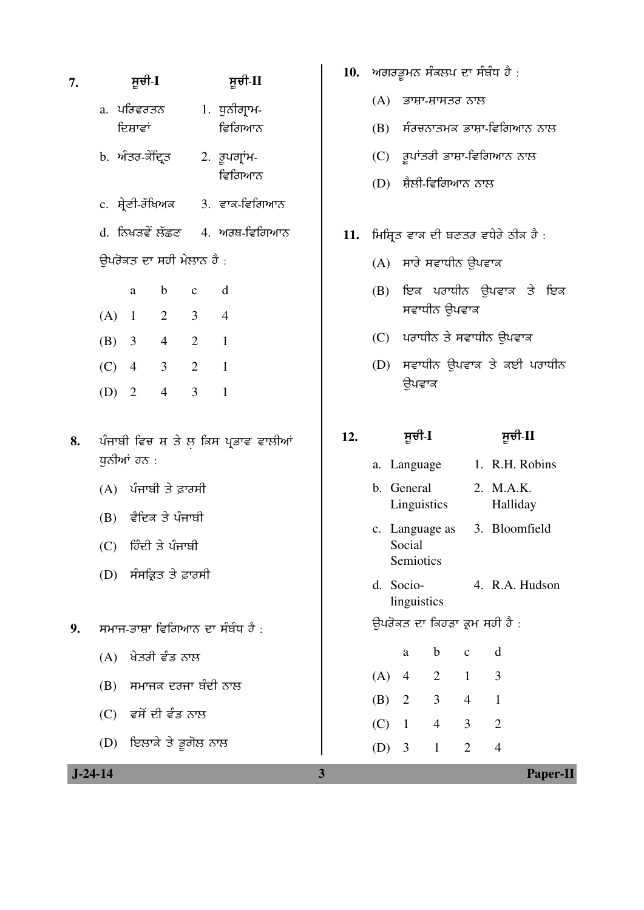7. | ਸੂਚੀ-I | ਸੂਚੀ-II |
|---|---|
| a. ਪਰਿਵਰਤਨ ਦਿਸ਼ਾਵਾਂ | 1. ਧੁਨੀਗ੍ਰਾਮ-ਵਿਗਿਆਨ |
| b. ਅੰਤਰ-ਕੇਂਦ੍ਰਿਤ | 2. ਰੂਪਗ੍ਰਾਮ-ਵਿਗਿਆਨ |
| c. ਸ਼੍ਰੇਣੀ-ਰੱਖਿਅਕ | 3. ਵਾਕ-ਵਿਗਿਆਨ |
| d. ਨਿਖੜਵੇਂ ਲੱਛਣ | 4. ਅਰਥ-ਵਿਗਿਆਨ |

ਉਪਰੋਕਤ ਦਾ ਸਹੀ ਮੇਲਾਨ ਹੈ :

| | a | b | c | d |
|---|---|---|---|---|
| (A) | 1 | 2 | 3 | 4 |
| (B) | 3 | 4 | 2 | 1 |
| (C) | 4 | 3 | 2 | 1 |
| (D) | 2 | 4 | 3 | 1 |

8. ਪੰਜਾਬੀ ਵਿਚ ਸ਼ ਤੇ ਲ਼ ਕਿਸ ਪ੍ਰਭਾਵ ਵਾਲੀਆਂ ਧੁਨੀਆਂ ਹਨ :

(A) ਪੰਜਾਬੀ ਤੇ ਫ਼ਾਰਸੀ

(B) ਵੈਦਿਕ ਤੇ ਪੰਜਾਬੀ

(C) ਹਿੰਦੀ ਤੇ ਪੰਜਾਬੀ

(D) ਸੰਸਕ੍ਰਿਤ ਤੇ ਫ਼ਾਰਸੀ

9. ਸਮਾਜ-ਭਾਸ਼ਾ ਵਿਗਿਆਨ ਦਾ ਸੰਬੰਧ ਹੈ :

(A) ਖੇਤਰੀ ਵੰਡ ਨਾਲ

(B) ਸਮਾਜਕ ਦਰਜਾ ਬੰਦੀ ਨਾਲ

(C) ਵਸੋਂ ਦੀ ਵੰਡ ਨਾਲ

(D) ਇਲਾਕੇ ਤੇ ਭੂਗੋਲ ਨਾਲ

10. ਅਗਰਭੂਮਨ ਸੰਕਲਪ ਦਾ ਸੰਬੰਧ ਹੈ :

(A) ਭਾਸ਼ਾ-ਸ਼ਾਸਤਰ ਨਾਲ

(B) ਸੰਰਚਨਾਤਮਕ ਭਾਸ਼ਾ-ਵਿਗਿਆਨ ਨਾਲ

(C) ਰੂਪਾਂਤਰੀ ਭਾਸ਼ਾ-ਵਿਗਿਆਨ ਨਾਲ

(D) ਸ਼ੈਲੀ-ਵਿਗਿਆਨ ਨਾਲ

11. ਮਿਸ਼੍ਰਿਤ ਵਾਕ ਦੀ ਬਣਤਰ ਵਧੇਰੇ ਠੀਕ ਹੈ :

(A) ਸਾਰੇ ਸਵਾਧੀਨ ਉਪਵਾਕ

(B) ਇਕ ਪਰਾਧੀਨ ਉਪਵਾਕ ਤੇ ਇਕ ਸਵਾਧੀਨ ਉਪਵਾਕ

(C) ਪਰਾਧੀਨ ਤੇ ਸਵਾਧੀਨ ਉਪਵਾਕ

(D) ਸਵਾਧੀਨ ਉਪਵਾਕ ਤੇ ਕਈ ਪਰਾਧੀਨ ਉਪਵਾਕ

12. | ਸੂਚੀ-I | ਸੂਚੀ-II |
|---|---|
| a. Language | 1. R.H. Robins |
| b. General Linguistics | 2. M.A.K. Halliday |
| c. Language as Social Semiotics | 3. Bloomfield |
| d. Socio-linguistics | 4. R.A. Hudson |

ਉਪਰੋਕਤ ਦਾ ਕਿਹੜਾ ਕ੍ਰਮ ਸਹੀ ਹੈ :

| | a | b | c | d |
|---|---|---|---|---|
| (A) | 4 | 2 | 1 | 3 |
| (B) | 2 | 3 | 4 | 1 |
| (C) | 1 | 4 | 3 | 2 |
| (D) | 3 | 1 | 2 | 4 |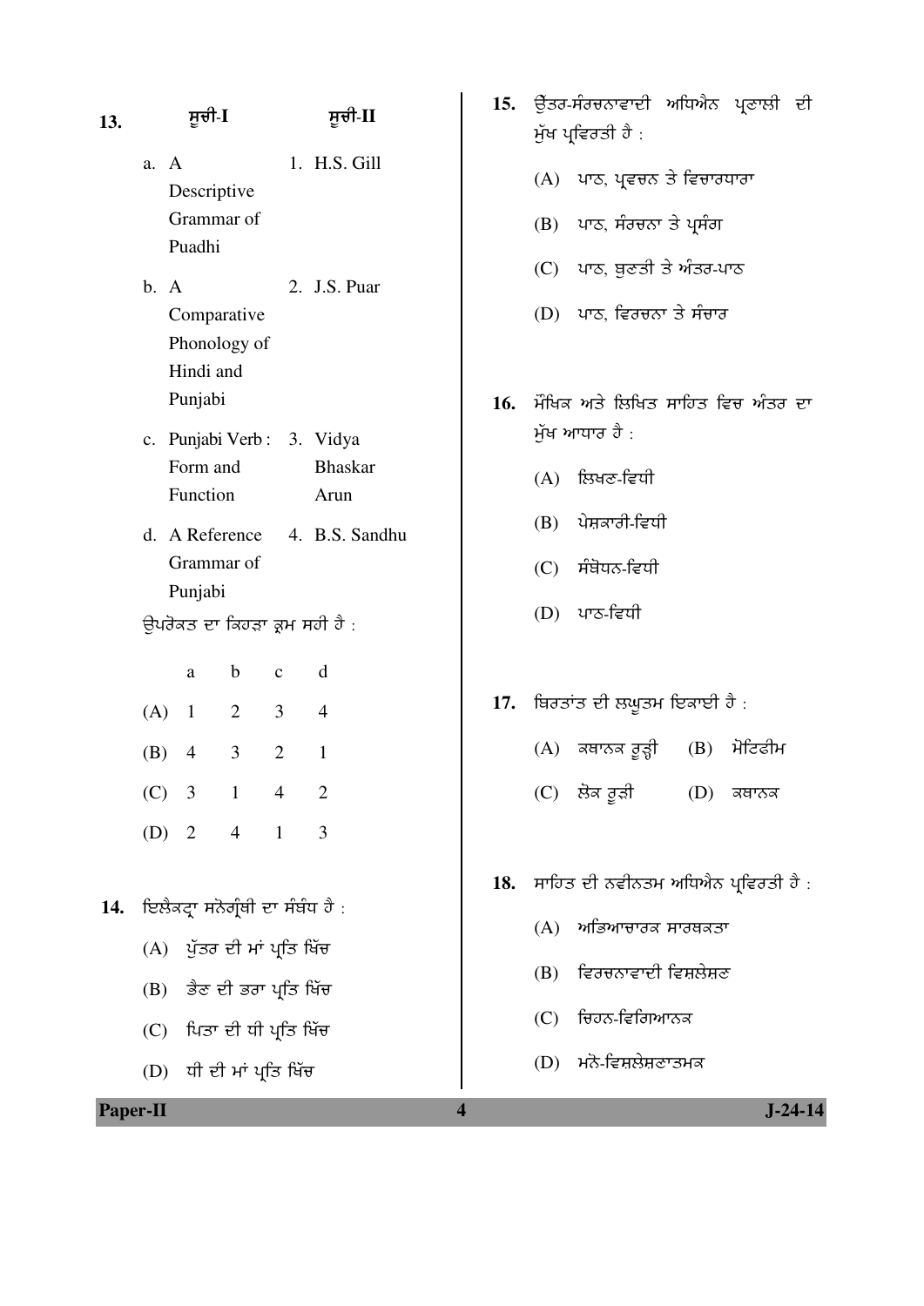13. 

| | ਸੂਚੀ-I | | ਸੂਚੀ-II |
|---|---|---|---|
| a. | A Descriptive Grammar of Puadhi | 1. | H.S. Gill |
| b. | A Comparative Phonology of Hindi and Punjabi | 2. | J.S. Puar |
| c. | Punjabi Verb : Form and Function | 3. | Vidya Bhaskar Arun |
| d. | A Reference Grammar of Punjabi | 4. | B.S. Sandhu |

ਉਪਰੋਕਤ ਦਾ ਕਿਹੜਾ ਕ੍ਰਮ ਸਹੀ ਹੈ :

| | a | b | c | d |
|---|---|---|---|---|
| (A) | 1 | 2 | 3 | 4 |
| (B) | 4 | 3 | 2 | 1 |
| (C) | 3 | 1 | 4 | 2 |
| (D) | 2 | 4 | 1 | 3 |

14. ਇਲੈਕਟ੍ਰਾ ਸਨੋਗ੍ਰੰਥੀ ਦਾ ਸੰਬੰਧ ਹੈ :

(A) ਪੁੱਤਰ ਦੀ ਮਾਂ ਪ੍ਰਤਿ ਖਿੱਚ

(B) ਭੈਣ ਦੀ ਭਰਾ ਪ੍ਰਤਿ ਖਿੱਚ

(C) ਪਿਤਾ ਦੀ ਧੀ ਪ੍ਰਤਿ ਖਿੱਚ

(D) ਧੀ ਦੀ ਮਾਂ ਪ੍ਰਤਿ ਖਿੱਚ

15. ਉੱਤਰ-ਸੰਰਚਨਾਵਾਦੀ ਅਧਿਐਨ ਪ੍ਰਣਾਲੀ ਦੀ ਮੁੱਖ ਪ੍ਰਵਿਰਤੀ ਹੈ :

(A) ਪਾਠ, ਪ੍ਰਵਚਨ ਤੇ ਵਿਚਾਰਧਾਰਾ

(B) ਪਾਠ, ਸੰਰਚਨਾ ਤੇ ਪ੍ਰਸੰਗ

(C) ਪਾਠ, ਬੁਣਤੀ ਤੇ ਅੰਤਰ-ਪਾਠ

(D) ਪਾਠ, ਵਿਰਚਨਾ ਤੇ ਸੰਚਾਰ

16. ਮੌਖਿਕ ਅਤੇ ਲਿਖਿਤ ਸਾਹਿਤ ਵਿਚ ਅੰਤਰ ਦਾ ਮੁੱਖ ਆਧਾਰ ਹੈ :

(A) ਲਿਖਣ-ਵਿਧੀ

(B) ਪੇਸ਼ਕਾਰੀ-ਵਿਧੀ

(C) ਸੰਬੋਧਨ-ਵਿਧੀ

(D) ਪਾਠ-ਵਿਧੀ

17. ਬਿਰਤਾਂਤ ਦੀ ਲਘੂਤਮ ਇਕਾਈ ਹੈ :

(A) ਕਥਾਨਕ ਰੂੜ੍ਹੀ (B) ਮੋਟਿਫੀਮ

(C) ਲੋਕ ਰੂੜ੍ਹੀ (D) ਕਥਾਨਕ

18. ਸਾਹਿਤ ਦੀ ਨਵੀਨਤਮ ਅਧਿਐਨ ਪ੍ਰਵਿਰਤੀ ਹੈ :

(A) ਅਭਿਆਚਾਰਕ ਸਾਰਥਕਤਾ

(B) ਵਿਰਚਨਾਵਾਦੀ ਵਿਸ਼ਲੇਸ਼ਣ

(C) ਚਿਹਨ-ਵਿਗਿਆਨਕ

(D) ਮਨੋ-ਵਿਸ਼ਲੇਸ਼ਣਾਤਮਕ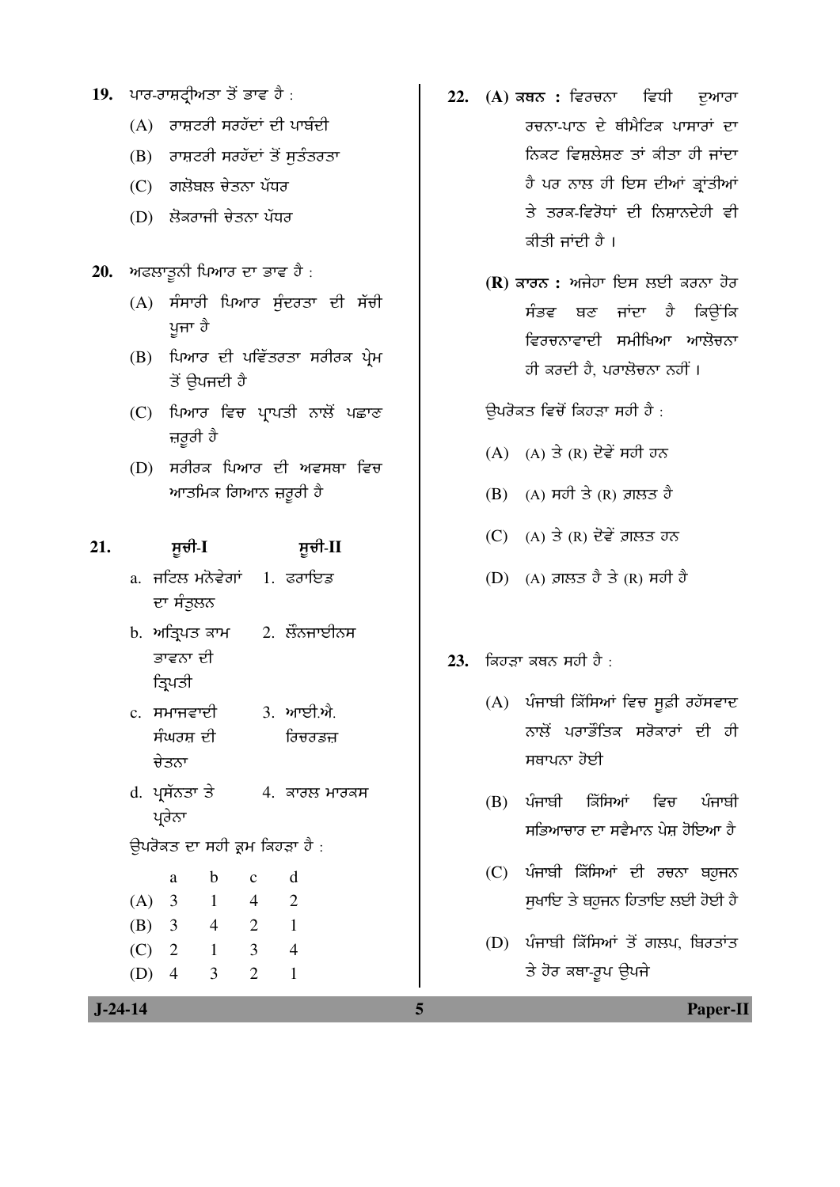19. ਪਾਰ-ਰਾਸ਼ਟ੍ਰੀਅਤਾ ਤੋਂ ਭਾਵ ਹੈ :

(A) ਰਾਸ਼ਟਰੀ ਸਰਹੱਦਾਂ ਦੀ ਪਾਬੰਦੀ

(B) ਰਾਸ਼ਟਰੀ ਸਰਹੱਦਾਂ ਤੋਂ ਸੁਤੰਤਰਤਾ

(C) ਗਲੋਬਲ ਚੇਤਨਾ ਪੱਧਰ

(D) ਲੋਕਰਾਜੀ ਚੇਤਨਾ ਪੱਧਰ

20. ਅਫਲਾਤੂਨੀ ਪਿਆਰ ਦਾ ਭਾਵ ਹੈ :

(A) ਸੰਸਾਰੀ ਪਿਆਰ ਸੁੰਦਰਤਾ ਦੀ ਸੱਚੀ ਪੂਜਾ ਹੈ

(B) ਪਿਆਰ ਦੀ ਪਵਿੱਤਰਤਾ ਸਰੀਰਕ ਪ੍ਰੇਮ ਤੋਂ ਉਪਜਦੀ ਹੈ

(C) ਪਿਆਰ ਵਿਚ ਪ੍ਰਾਪਤੀ ਨਾਲੋਂ ਪਛਾਣ ਜ਼ਰੂਰੀ ਹੈ

(D) ਸਰੀਰਕ ਪਿਆਰ ਦੀ ਅਵਸਥਾ ਵਿਚ ਆਤਮਿਕ ਗਿਆਨ ਜ਼ਰੂਰੀ ਹੈ

21.

| **ਸੂਚੀ-I** | **ਸੂਚੀ-II** |
|---|---|
| a. ਜਟਿਲ ਮਨੋਵੇਗਾਂ ਦਾ ਸੰਤੁਲਨ | 1. ਫਰਾਇਡ |
| b. ਅਤ੍ਰਿਪਤ ਕਾਮ ਭਾਵਨਾ ਦੀ ਤ੍ਰਿਪਤੀ | 2. ਲੌਂਨਜਾਈਨਸ |
| c. ਸਮਾਜਵਾਦੀ ਸੰਘਰਸ਼ ਦੀ ਚੇਤਨਾ | 3. ਆਈ.ਐ. ਰਿਚਰਡਜ਼ |
| d. ਪ੍ਰਸੰਨਤਾ ਤੇ ਪ੍ਰੇਰਨਾ | 4. ਕਾਰਲ ਮਾਰਕਸ |

ਉਪਰੋਕਤ ਦਾ ਸਹੀ ਕ੍ਰਮ ਕਿਹੜਾ ਹੈ :

| | a | b | c | d |
|---|---|---|---|---|
| (A) | 3 | 1 | 4 | 2 |
| (B) | 3 | 4 | 2 | 1 |
| (C) | 2 | 1 | 3 | 4 |
| (D) | 4 | 3 | 2 | 1 |

22. **(A) ਕਥਨ :** ਵਿਰਚਨਾ ਵਿਧੀ ਦੁਆਰਾ ਰਚਨਾ-ਪਾਠ ਦੇ ਥੀਮੈਟਿਕ ਪਾਸਾਰਾਂ ਦਾ ਨਿਕਟ ਵਿਸ਼ਲੇਸ਼ਣ ਤਾਂ ਕੀਤਾ ਹੀ ਜਾਂਦਾ ਹੈ ਪਰ ਨਾਲ ਹੀ ਇਸ ਦੀਆਂ ਭ੍ਰਾਂਤੀਆਂ ਤੇ ਤਰਕ-ਵਿਰੋਧਾਂ ਦੀ ਨਿਸ਼ਾਨਦੇਹੀ ਵੀ ਕੀਤੀ ਜਾਂਦੀ ਹੈ ।

**(R) ਕਾਰਨ :** ਅਜੇਹਾ ਇਸ ਲਈ ਕਰਨਾ ਹੋਰ ਸੰਭਵ ਬਣ ਜਾਂਦਾ ਹੈ ਕਿਉਂਕਿ ਵਿਰਚਨਾਵਾਦੀ ਸਮੀਖਿਆ ਆਲੋਚਨਾ ਹੀ ਕਰਦੀ ਹੈ, ਪਰਾਲੋਚਨਾ ਨਹੀਂ ।

ਉਪਰੋਕਤ ਵਿਚੋਂ ਕਿਹੜਾ ਸਹੀ ਹੈ :

(A) (A) ਤੇ (R) ਦੋਵੇਂ ਸਹੀ ਹਨ

(B) (A) ਸਹੀ ਤੇ (R) ਗ਼ਲਤ ਹੈ

(C) (A) ਤੇ (R) ਦੋਵੇਂ ਗ਼ਲਤ ਹਨ

(D) (A) ਗ਼ਲਤ ਹੈ ਤੇ (R) ਸਹੀ ਹੈ

23. ਕਿਹੜਾ ਕਥਨ ਸਹੀ ਹੈ :

(A) ਪੰਜਾਬੀ ਕਿੱਸਿਆਂ ਵਿਚ ਸੂਫ਼ੀ ਰਹੱਸਵਾਦ ਨਾਲੋਂ ਪਰਾਭੌਤਿਕ ਸਰੋਕਾਰਾਂ ਦੀ ਹੀ ਸਥਾਪਨਾ ਹੋਈ

(B) ਪੰਜਾਬੀ ਕਿੱਸਿਆਂ ਵਿਚ ਪੰਜਾਬੀ ਸਭਿਆਚਾਰ ਦਾ ਸਵੈਮਾਨ ਪੇਸ਼ ਹੋਇਆ ਹੈ

(C) ਪੰਜਾਬੀ ਕਿੱਸਿਆਂ ਦੀ ਰਚਨਾ ਬਹੁਜਨ ਸੁਖਾਇ ਤੇ ਬਹੁਜਨ ਹਿਤਾਇ ਲਈ ਹੋਈ ਹੈ

(D) ਪੰਜਾਬੀ ਕਿੱਸਿਆਂ ਤੋਂ ਗਲਪ, ਬਿਰਤਾਂਤ ਤੇ ਹੋਰ ਕਥਾ-ਰੂਪ ਉਪਜੇ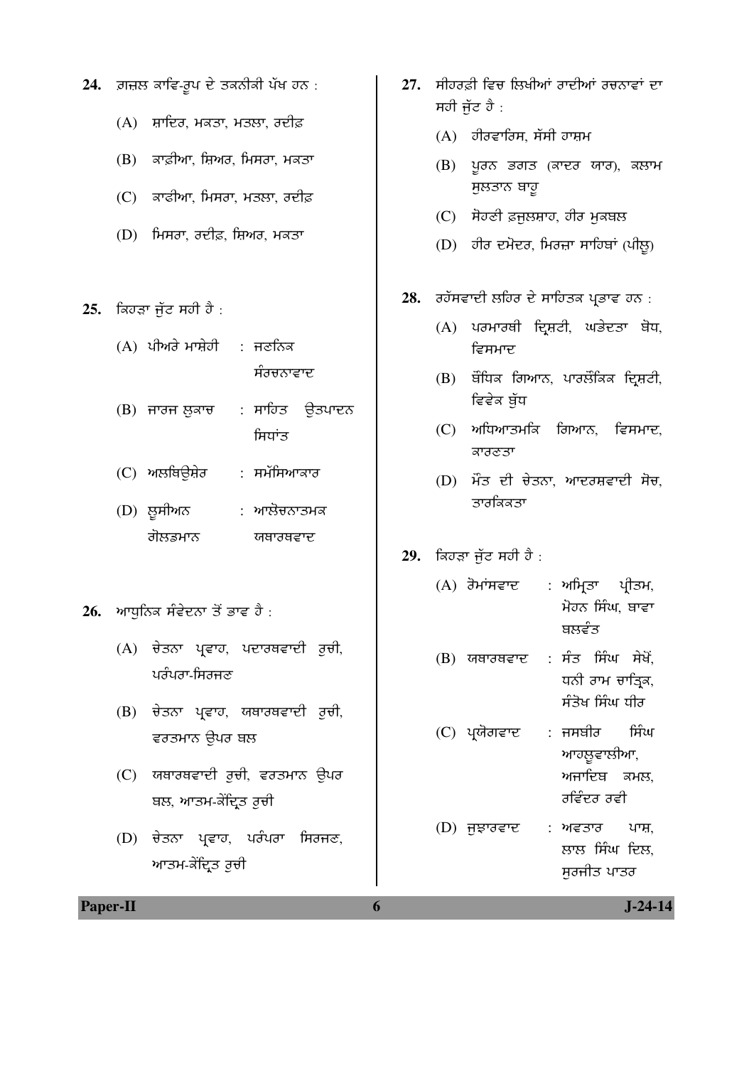24. ਗ਼ਜ਼ਲ ਕਾਵਿ-ਰੂਪ ਦੇ ਤਕਨੀਕੀ ਪੱਖ ਹਨ :

(A) ਸ਼ਾਇਰ, ਮਕਤਾ, ਮਤਲਾ, ਰਦੀਫ਼

(B) ਕਾਫ਼ੀਆ, ਸ਼ਿਅਰ, ਮਿਸਰਾ, ਮਕਤਾ

(C) ਕਾਫੀਆ, ਮਿਸਰਾ, ਮਤਲਾ, ਰਦੀਫ਼

(D) ਮਿਸਰਾ, ਰਦੀਫ਼, ਸ਼ਿਅਰ, ਮਕਤਾ

25. ਕਿਹੜਾ ਜੁੱਟ ਸਹੀ ਹੈ :

(A) ਪੀਅਰੇ ਮਾਸ਼ੇਰੀ : ਜਣਨਿਕ ਸੰਰਚਨਾਵਾਦ

(B) ਜਾਰਜ ਲੁਕਾਚ : ਸਾਹਿਤ ਉਤਪਾਦਨ ਸਿਧਾਂਤ

(C) ਅਲਥਿਉਸ਼ੇਰ : ਸਮੱਸਿਆਕਾਰ

(D) ਲੂਸੀਅਨ ਗੋਲਡਮਾਨ : ਆਲੋਚਨਾਤਮਕ ਯਥਾਰਥਵਾਦ

26. ਆਧੁਨਿਕ ਸੰਵੇਦਨਾ ਤੋਂ ਭਾਵ ਹੈ :

(A) ਚੇਤਨਾ ਪ੍ਰਵਾਹ, ਪਦਾਰਥਵਾਦੀ ਰੁਚੀ, ਪਰੰਪਰਾ-ਸਿਰਜਣ

(B) ਚੇਤਨਾ ਪ੍ਰਵਾਹ, ਯਥਾਰਥਵਾਦੀ ਰੁਚੀ, ਵਰਤਮਾਨ ਉਪਰ ਬਲ

(C) ਯਥਾਰਥਵਾਦੀ ਰੁਚੀ, ਵਰਤਮਾਨ ਉਪਰ ਬਲ, ਆਤਮ-ਕੇਂਦ੍ਰਿਤ ਰੁਚੀ

(D) ਚੇਤਨਾ ਪ੍ਰਵਾਹ, ਪਰੰਪਰਾ ਸਿਰਜਣ, ਆਤਮ-ਕੇਂਦ੍ਰਿਤ ਰੁਚੀ

27. ਸੀਹਰਫ਼ੀ ਵਿਚ ਲਿਖੀਆਂ ਰਾਈਆਂ ਰਚਨਾਵਾਂ ਦਾ ਸਹੀ ਜੁੱਟ ਹੈ :

(A) ਹੀਰਵਾਰਿਸ, ਸੱਸੀ ਹਾਸ਼ਮ

(B) ਪੂਰਨ ਭਗਤ (ਕਾਦਰ ਯਾਰ), ਕਲਾਮ ਸੁਲਤਾਨ ਬਾਹੂ

(C) ਸੋਹਣੀ ਫ਼ਜ਼ੁਲਸ਼ਾਹ, ਹੀਰ ਮੁਕਬਲ

(D) ਹੀਰ ਦਮੋਦਰ, ਮਿਰਜ਼ਾ ਸਾਹਿਬਾਂ (ਪੀਲੂ)

28. ਰਹੱਸਵਾਦੀ ਲਹਿਰ ਦੇ ਸਾਹਿਤਕ ਪ੍ਰਭਾਵ ਹਨ :

(A) ਪਰਮਾਰਥੀ ਦ੍ਰਿਸ਼ਟੀ, ਘਭੇਦਤਾ ਬੋਧ, ਵਿਸਮਾਦ

(B) ਬੌਧਿਕ ਗਿਆਨ, ਪਾਰਲੌਕਿਕ ਦ੍ਰਿਸ਼ਟੀ, ਵਿਵੇਕ ਬੁੱਧ

(C) ਅਧਿਆਤਮਕਿ ਗਿਆਨ, ਵਿਸਮਾਦ, ਕਾਰਣਤਾ

(D) ਮੌਤ ਦੀ ਚੇਤਨਾ, ਆਦਰਸ਼ਵਾਦੀ ਸੋਚ, ਤਾਰਕਿਕਤਾ

29. ਕਿਹੜਾ ਜੁੱਟ ਸਹੀ ਹੈ :

(A) ਰੋਮਾਂਸਵਾਦ : ਅਮ੍ਰਿਤਾ ਪ੍ਰੀਤਮ, ਮੋਹਨ ਸਿੰਘ, ਬਾਵਾ ਬਲਵੰਤ

(B) ਯਥਾਰਥਵਾਦ : ਸੰਤ ਸਿੰਘ ਸੇਖੋਂ, ਧਨੀ ਰਾਮ ਚਾਤ੍ਰਿਕ, ਸੰਤੋਖ ਸਿੰਘ ਧੀਰ

(C) ਪ੍ਰਯੋਗਵਾਦ : ਜਸਬੀਰ ਸਿੰਘ ਆਹਲੂਵਾਲੀਆ, ਅਜਾਇਬ ਕਮਲ, ਰਵਿੰਦਰ ਰਵੀ

(D) ਜੁਝਾਰਵਾਦ : ਅਵਤਾਰ ਪਾਸ਼, ਲਾਲ ਸਿੰਘ ਦਿਲ, ਸੁਰਜੀਤ ਪਾਤਰ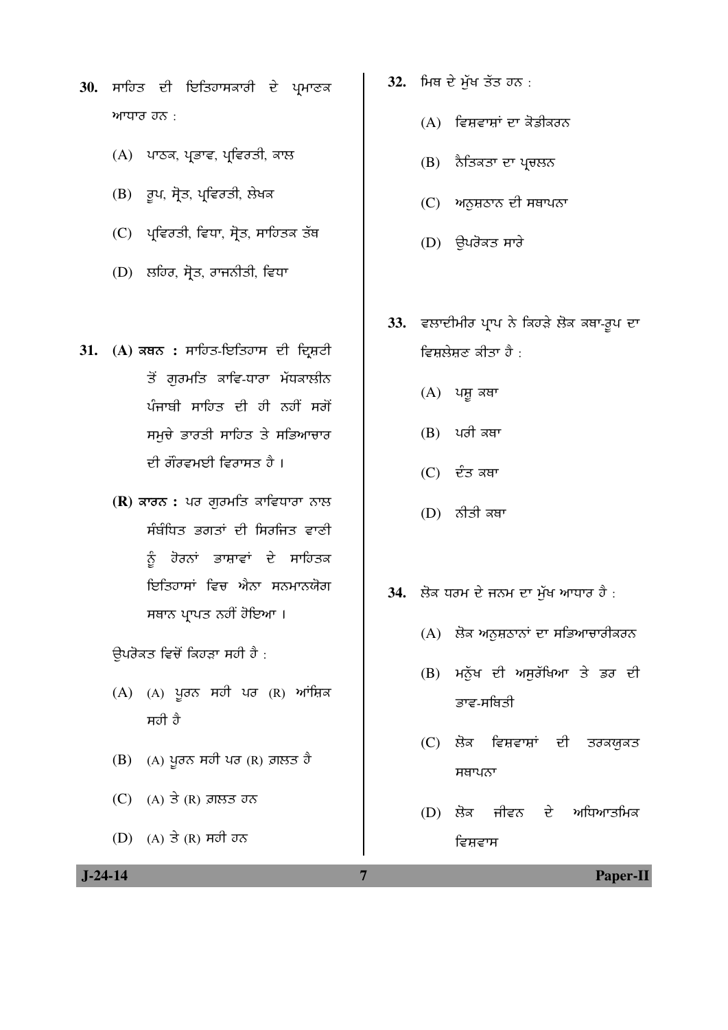**30.** ਸਾਹਿਤ ਦੀ ਇਤਿਹਾਸਕਾਰੀ ਦੇ ਪ੍ਰਮਾਣਕ ਆਧਾਰ ਹਨ :

(A) ਪਾਠਕ, ਪ੍ਰਭਾਵ, ਪ੍ਰਵਿਰਤੀ, ਕਾਲ

(B) ਰੂਪ, ਸ੍ਰੋਤ, ਪ੍ਰਵਿਰਤੀ, ਲੇਖਕ

(C) ਪ੍ਰਵਿਰਤੀ, ਵਿਧਾ, ਸ੍ਰੋਤ, ਸਾਹਿਤਕ ਤੱਥ

(D) ਲਹਿਰ, ਸ੍ਰੋਤ, ਰਾਜਨੀਤੀ, ਵਿਧਾ

**31.** **(A) ਕਥਨ :** ਸਾਹਿਤ-ਇਤਿਹਾਸ ਦੀ ਦ੍ਰਿਸ਼ਟੀ ਤੋਂ ਗੁਰਮਤਿ ਕਾਵਿ-ਧਾਰਾ ਮੱਧਕਾਲੀਨ ਪੰਜਾਬੀ ਸਾਹਿਤ ਦੀ ਹੀ ਨਹੀਂ ਸਗੋਂ ਸਮੁਚੇ ਭਾਰਤੀ ਸਾਹਿਤ ਤੇ ਸਭਿਆਚਾਰ ਦੀ ਗੌਰਵਮਈ ਵਿਰਾਸਤ ਹੈ ।

**(R) ਕਾਰਨ :** ਪਰ ਗੁਰਮਤਿ ਕਾਵਿਧਾਰਾ ਨਾਲ ਸੰਬੰਧਿਤ ਭਗਤਾਂ ਦੀ ਸਿਰਜਿਤ ਵਾਣੀ ਨੂੰ ਹੋਰਨਾਂ ਭਾਸ਼ਾਵਾਂ ਦੇ ਸਾਹਿਤਕ ਇਤਿਹਾਸਾਂ ਵਿਚ ਐਨਾ ਸਨਮਾਨਯੋਗ ਸਥਾਨ ਪ੍ਰਾਪਤ ਨਹੀਂ ਹੋਇਆ ।

ਉਪਰੋਕਤ ਵਿਚੋਂ ਕਿਹੜਾ ਸਹੀ ਹੈ :

(A) (A) ਪੂਰਨ ਸਹੀ ਪਰ (R) ਆਂਸ਼ਿਕ ਸਹੀ ਹੈ

(B) (A) ਪੂਰਨ ਸਹੀ ਪਰ (R) ਗ਼ਲਤ ਹੈ

(C) (A) ਤੇ (R) ਗ਼ਲਤ ਹਨ

(D) (A) ਤੇ (R) ਸਹੀ ਹਨ

**32.** ਮਿਥ ਦੇ ਮੁੱਖ ਤੱਤ ਹਨ :

(A) ਵਿਸ਼ਵਾਸ਼ਾਂ ਦਾ ਕੋਡੀਕਰਨ

(B) ਨੈਤਿਕਤਾ ਦਾ ਪ੍ਰਚਲਨ

(C) ਅਨੁਸ਼ਠਾਨ ਦੀ ਸਥਾਪਨਾ

(D) ਉਪਰੋਕਤ ਸਾਰੇ

**33.** ਵਲਾਦੀਮੀਰ ਪ੍ਰਾਪ ਨੇ ਕਿਹੜੇ ਲੋਕ ਕਥਾ-ਰੂਪ ਦਾ ਵਿਸ਼ਲੇਸ਼ਣ ਕੀਤਾ ਹੈ :

(A) ਪਸ਼ੂ ਕਥਾ

(B) ਪਰੀ ਕਥਾ

(C) ਦੰਤ ਕਥਾ

(D) ਨੀਤੀ ਕਥਾ

**34.** ਲੋਕ ਧਰਮ ਦੇ ਜਨਮ ਦਾ ਮੁੱਖ ਆਧਾਰ ਹੈ :

(A) ਲੋਕ ਅਨੁਸ਼ਠਾਨਾਂ ਦਾ ਸਭਿਆਚਾਰੀਕਰਨ

(B) ਮਨੁੱਖ ਦੀ ਅਸੁਰੱਖਿਆ ਤੇ ਡਰ ਦੀ ਭਾਵ-ਸਥਿਤੀ

(C) ਲੋਕ ਵਿਸ਼ਵਾਸ਼ਾਂ ਦੀ ਤਰਕਯੁਕਤ ਸਥਾਪਨਾ

(D) ਲੋਕ ਜੀਵਨ ਦੇ ਅਧਿਆਤਮਿਕ ਵਿਸ਼ਵਾਸ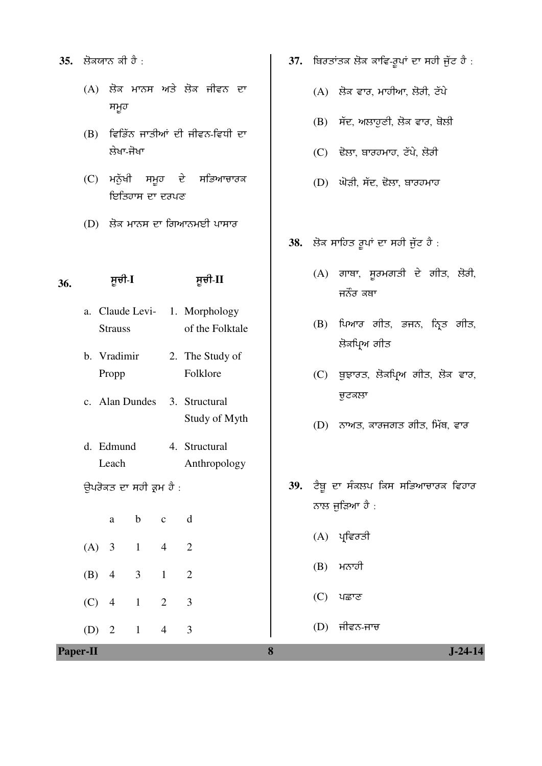35. ਲੋਕਯਾਨ ਕੀ ਹੈ :

(A) ਲੋਕ ਮਾਨਸ ਅਤੇ ਲੋਕ ਜੀਵਨ ਦਾ ਸਮੂਹ

(B) ਵਿਭਿੰਨ ਜਾਤੀਆਂ ਦੀ ਜੀਵਨ-ਵਿਧੀ ਦਾ ਲੇਖਾ-ਜੋਖਾ

(C) ਮਨੁੱਖੀ ਸਮੂਹ ਦੇ ਸਭਿਆਚਾਰਕ ਇਤਿਹਾਸ ਦਾ ਦਰਪਣ

(D) ਲੋਕ ਮਾਨਸ ਦਾ ਗਿਆਨਮਈ ਪਾਸਾਰ

36.

| | ਸੂਚੀ-I | | ਸੂਚੀ-II |
|---|---|---|---|
| a. | Claude Levi-Strauss | 1. | Morphology of the Folktale |
| b. | Vradimir Propp | 2. | The Study of Folklore |
| c. | Alan Dundes | 3. | Structural Study of Myth |
| d. | Edmund Leach | 4. | Structural Anthropology |

ਉਪਰੋਕਤ ਦਾ ਸਹੀ ਕ੍ਰਮ ਹੈ :

| | a | b | c | d |
|---|---|---|---|---|
| (A) | 3 | 1 | 4 | 2 |
| (B) | 4 | 3 | 1 | 2 |
| (C) | 4 | 1 | 2 | 3 |
| (D) | 2 | 1 | 4 | 3 |

37. ਬਿਰਤਾਂਤਕ ਲੋਕ ਕਾਵਿ-ਰੂਪਾਂ ਦਾ ਸਹੀ ਜੁੱਟ ਹੈ :

(A) ਲੋਕ ਵਾਰ, ਮਾਹੀਆ, ਲੋਰੀ, ਟੱਪੇ

(B) ਸੱਦ, ਅਲਾਹੁਣੀ, ਲੋਕ ਵਾਰ, ਬੋਲੀ

(C) ਢੋਲਾ, ਬਾਰਹਮਾਹ, ਟੱਪੇ, ਲੋਰੀ

(D) ਘੋੜੀ, ਸੱਦ, ਢੋਲਾ, ਬਾਰਹਮਾਹ

38. ਲੋਕ ਸਾਹਿਤ ਰੂਪਾਂ ਦਾ ਸਹੀ ਜੁੱਟ ਹੈ :

(A) ਗਾਥਾ, ਸੂਰਮਗਤੀ ਦੇ ਗੀਤ, ਲੋਰੀ, ਜਨੌਰ ਕਥਾ

(B) ਪਿਆਰ ਗੀਤ, ਭਜਨ, ਨ੍ਰਿਤ ਗੀਤ, ਲੋਕਪ੍ਰਿਅ ਗੀਤ

(C) ਬੁਝਾਰਤ, ਲੋਕਪ੍ਰਿਅ ਗੀਤ, ਲੋਕ ਵਾਰ, ਚੁਟਕਲਾ

(D) ਨਾਅਤ, ਕਾਰਜਗਤ ਗੀਤ, ਮਿੱਥ, ਵਾਰ

39. ਟੈਬੂ ਦਾ ਸੰਕਲਪ ਕਿਸ ਸਭਿਆਚਾਰਕ ਵਿਹਾਰ ਨਾਲ ਜੁੜਿਆ ਹੈ :

(A) ਪ੍ਰਵਿਰਤੀ

(B) ਮਨਾਹੀ

(C) ਪਛਾਣ

(D) ਜੀਵਨ-ਜਾਚ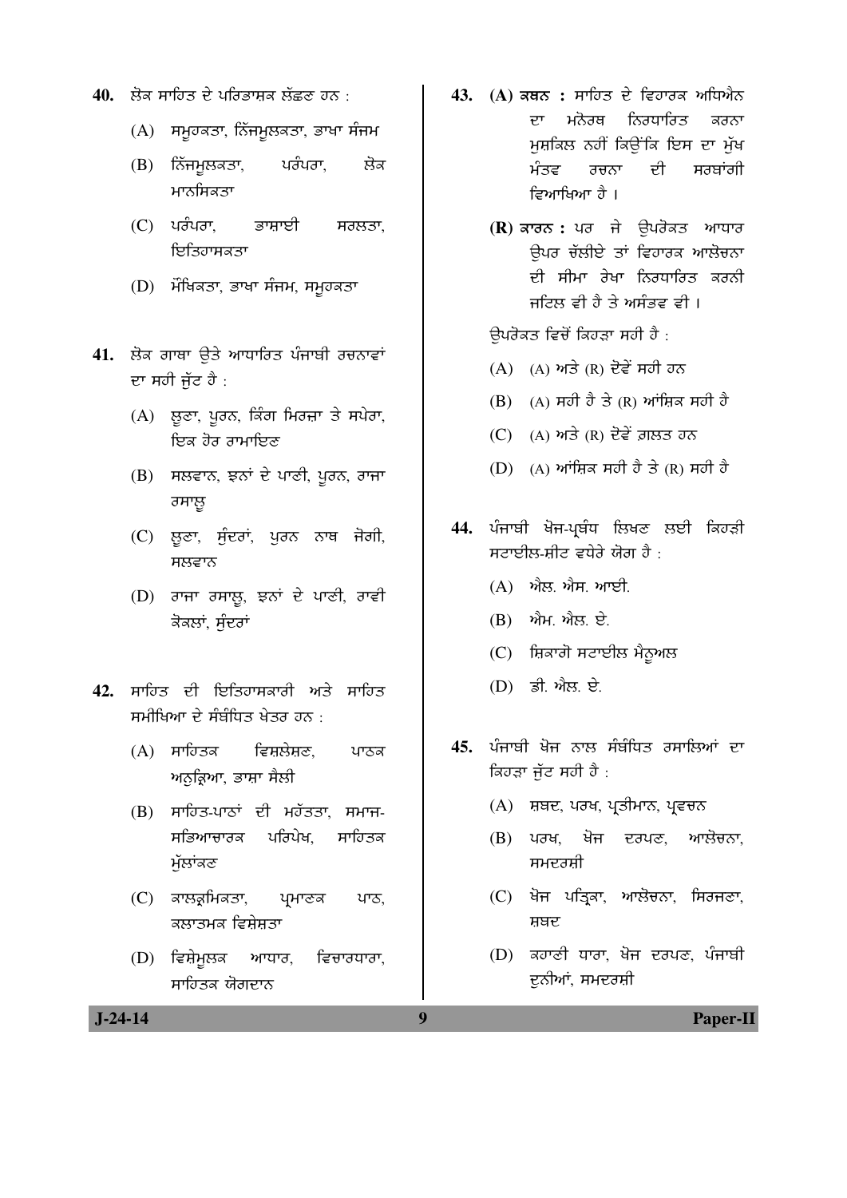40. ਲੋਕ ਸਾਹਿਤ ਦੇ ਪਰਿਭਾਸ਼ਕ ਲੱਛਣ ਹਨ :

(A) ਸਮੂਹਕਤਾ, ਨਿੱਜਮੂਲਕਤਾ, ਭਾਖਾ ਸੰਜਮ

(B) ਨਿੱਜਮੂਲਕਤਾ, ਪਰੰਪਰਾ, ਲੋਕ ਮਾਨਸਿਕਤਾ

(C) ਪਰੰਪਰਾ, ਭਾਸ਼ਾਈ ਸਰਲਤਾ, ਇਤਿਹਾਸਕਤਾ

(D) ਮੌਖਿਕਤਾ, ਭਾਖਾ ਸੰਜਮ, ਸਮੂਹਕਤਾ

41. ਲੋਕ ਗਾਥਾ ਉਤੇ ਆਧਾਰਿਤ ਪੰਜਾਬੀ ਰਚਨਾਵਾਂ ਦਾ ਸਹੀ ਜੁੱਟ ਹੈ :

(A) ਲੂਣਾ, ਪੂਰਨ, ਕਿੰਗ ਮਿਰਜ਼ਾ ਤੇ ਸਪੇਰਾ, ਇਕ ਹੋਰ ਰਾਮਾਇਣ

(B) ਸਲਵਾਨ, ਝਨਾਂ ਦੇ ਪਾਣੀ, ਪੂਰਨ, ਰਾਜਾ ਰਸਾਲੂ

(C) ਲੂਣਾ, ਸੁੰਦਰਾਂ, ਪੂਰਨ ਨਾਥ ਜੋਗੀ, ਸਲਵਾਨ

(D) ਰਾਜਾ ਰਸਾਲੂ, ਝਨਾਂ ਦੇ ਪਾਣੀ, ਰਾਵੀ ਕੋਕਲਾਂ, ਸੁੰਦਰਾਂ

42. ਸਾਹਿਤ ਦੀ ਇਤਿਹਾਸਕਾਰੀ ਅਤੇ ਸਾਹਿਤ ਸਮੀਖਿਆ ਦੇ ਸੰਬੰਧਿਤ ਖੇਤਰ ਹਨ :

(A) ਸਾਹਿਤਕ ਵਿਸ਼ਲੇਸ਼ਣ, ਪਾਠਕ ਅਨੁਕ੍ਰਿਆ, ਭਾਸ਼ਾ ਸ਼ੈਲੀ

(B) ਸਾਹਿਤ-ਪਾਠਾਂ ਦੀ ਮਹੱਤਤਾ, ਸਮਾਜ-ਸਭਿਆਚਾਰਕ ਪਰਿਪੇਖ, ਸਾਹਿਤਕ ਮੁੱਲਾਂਕਣ

(C) ਕਾਲਕ੍ਰਮਿਕਤਾ, ਪ੍ਰਮਾਣਕ ਪਾਠ, ਕਲਾਤਮਕ ਵਿਸ਼ੇਸ਼ਤਾ

(D) ਵਿਸ਼ੇਮੂਲਕ ਆਧਾਰ, ਵਿਚਾਰਧਾਰਾ, ਸਾਹਿਤਕ ਯੋਗਦਾਨ

43. **(A) ਕਥਨ :** ਸਾਹਿਤ ਦੇ ਵਿਹਾਰਕ ਅਧਿਐਨ ਦਾ ਮਨੋਰਥ ਨਿਰਧਾਰਿਤ ਕਰਨਾ ਮੁਸ਼ਕਿਲ ਨਹੀਂ ਕਿਉਂਕਿ ਇਸ ਦਾ ਮੁੱਖ ਮੰਤਵ ਰਚਨਾ ਦੀ ਸਰਬਾਂਗੀ ਵਿਆਖਿਆ ਹੈ ।

**(R) ਕਾਰਨ :** ਪਰ ਜੇ ਉਪਰੋਕਤ ਆਧਾਰ ਉਪਰ ਚੱਲੀਏ ਤਾਂ ਵਿਹਾਰਕ ਆਲੋਚਨਾ ਦੀ ਸੀਮਾ ਰੇਖਾ ਨਿਰਧਾਰਿਤ ਕਰਨੀ ਜਟਿਲ ਵੀ ਹੈ ਤੇ ਅਸੰਭਵ ਵੀ ।

ਉਪਰੋਕਤ ਵਿਚੋਂ ਕਿਹੜਾ ਸਹੀ ਹੈ :

(A) (A) ਅਤੇ (R) ਦੋਵੇਂ ਸਹੀ ਹਨ

(B) (A) ਸਹੀ ਹੈ ਤੇ (R) ਆਂਸ਼ਿਕ ਸਹੀ ਹੈ

(C) (A) ਅਤੇ (R) ਦੋਵੇਂ ਗ਼ਲਤ ਹਨ

(D) (A) ਆਂਸ਼ਿਕ ਸਹੀ ਹੈ ਤੇ (R) ਸਹੀ ਹੈ

44. ਪੰਜਾਬੀ ਖੋਜ-ਪ੍ਰਬੰਧ ਲਿਖਣ ਲਈ ਕਿਹੜੀ ਸਟਾਈਲ-ਸ਼ੀਟ ਵਧੇਰੇ ਯੋਗ ਹੈ :

(A) ਐਲ. ਐਸ. ਆਈ.

(B) ਐਮ. ਐਲ. ਏ.

(C) ਸ਼ਿਕਾਗੋ ਸਟਾਈਲ ਮੈਨੂਅਲ

(D) ਡੀ. ਐਲ. ਏ.

45. ਪੰਜਾਬੀ ਖੋਜ ਨਾਲ ਸੰਬੰਧਿਤ ਰਸਾਲਿਆਂ ਦਾ ਕਿਹੜਾ ਜੁੱਟ ਸਹੀ ਹੈ :

(A) ਸ਼ਬਦ, ਪਰਖ, ਪ੍ਰਤੀਮਾਨ, ਪ੍ਰਵਚਨ

(B) ਪਰਖ, ਖੋਜ ਦਰਪਣ, ਆਲੋਚਨਾ, ਸਮਦਰਸ਼ੀ

(C) ਖੋਜ ਪਤ੍ਰਿਕਾ, ਆਲੋਚਨਾ, ਸਿਰਜਣਾ, ਸ਼ਬਦ

(D) ਕਹਾਣੀ ਧਾਰਾ, ਖੋਜ ਦਰਪਣ, ਪੰਜਾਬੀ ਦੁਨੀਆਂ, ਸਮਦਰਸ਼ੀ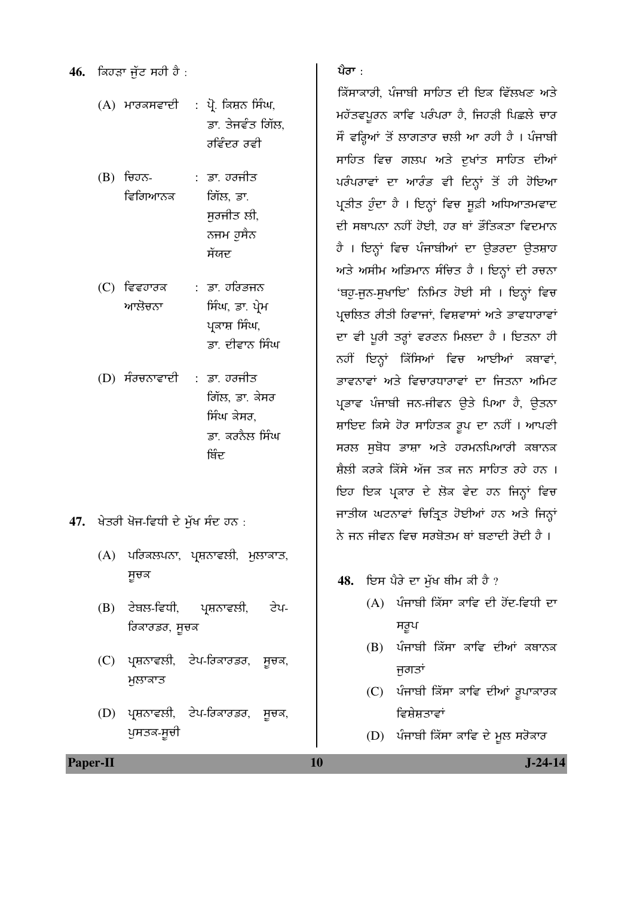46. ਕਿਹੜਾ ਜੁੱਟ ਸਹੀ ਹੈ :

(A) ਮਾਰਕਸਵਾਦੀ : ਪ੍ਰੋ. ਕਿਸ਼ਨ ਸਿੰਘ, ਡਾ. ਤੇਜਵੰਤ ਗਿੱਲ, ਰਵਿੰਦਰ ਰਵੀ

(B) ਚਿਹਨ-ਵਿਗਿਆਨਕ : ਡਾ. ਹਰਜੀਤ ਗਿੱਲ, ਡਾ. ਸੁਰਜੀਤ ਲੀ, ਨਜਮ ਹੁਸੈਨ ਸੱਯਦ

(C) ਵਿਵਹਾਰਕ ਆਲੋਚਨਾ : ਡਾ. ਹਰਿਭਜਨ ਸਿੰਘ, ਡਾ. ਪ੍ਰੇਮ ਪ੍ਰਕਾਸ਼ ਸਿੰਘ, ਡਾ. ਦੀਵਾਨ ਸਿੰਘ

(D) ਸੰਰਚਨਾਵਾਦੀ : ਡਾ. ਹਰਜੀਤ ਗਿੱਲ, ਡਾ. ਕੇਸਰ ਸਿੰਘ ਕੇਸਰ, ਡਾ. ਕਰਨੈਲ ਸਿੰਘ ਥਿੰਦ

47. ਖੇਤਰੀ ਖੋਜ-ਵਿਧੀ ਦੇ ਮੁੱਖ ਸੰਦ ਹਨ :

(A) ਪਰਿਕਲਪਨਾ, ਪ੍ਰਸ਼ਨਾਵਲੀ, ਮੁਲਾਕਾਤ, ਸੂਚਕ

(B) ਟੇਬਲ-ਵਿਧੀ, ਪ੍ਰਸ਼ਨਾਵਲੀ, ਟੇਪ-ਰਿਕਾਰਡਰ, ਸੂਚਕ

(C) ਪ੍ਰਸ਼ਨਾਵਲੀ, ਟੇਪ-ਰਿਕਾਰਡਰ, ਸੂਚਕ, ਮੁਲਾਕਾਤ

(D) ਪ੍ਰਸ਼ਨਾਵਲੀ, ਟੇਪ-ਰਿਕਾਰਡਰ, ਸੂਚਕ, ਪੁਸਤਕ-ਸੂਚੀ

**ਪੈਰਾ :**

ਕਿੱਸਾਕਾਰੀ, ਪੰਜਾਬੀ ਸਾਹਿਤ ਦੀ ਇਕ ਵਿੱਲਖਣ ਅਤੇ ਮਹੱਤਵਪੂਰਨ ਕਾਵਿ ਪਰੰਪਰਾ ਹੈ, ਜਿਹੜੀ ਪਿਛਲੇ ਚਾਰ ਸੌ ਵਰ੍ਹਿਆਂ ਤੋਂ ਲਗਾਤਾਰ ਚਲੀ ਆ ਰਹੀ ਹੈ । ਪੰਜਾਬੀ ਸਾਹਿਤ ਵਿਚ ਗਲਪ ਅਤੇ ਦੁਖਾਂਤ ਸਾਹਿਤ ਦੀਆਂ ਪਰੰਪਰਾਵਾਂ ਦਾ ਆਰੰਭ ਵੀ ਇਨ੍ਹਾਂ ਤੋਂ ਹੀ ਹੋਇਆ ਪ੍ਰਤੀਤ ਹੁੰਦਾ ਹੈ । ਇਨ੍ਹਾਂ ਵਿਚ ਸੂਫ਼ੀ ਅਧਿਆਤਮਵਾਦ ਦੀ ਸਥਾਪਨਾ ਨਹੀਂ ਹੋਈ, ਹਰ ਥਾਂ ਭੌਤਿਕਤਾ ਵਿਦਮਾਨ ਹੈ । ਇਨ੍ਹਾਂ ਵਿਚ ਪੰਜਾਬੀਆਂ ਦਾ ਉਭਰਦਾ ਉਤਸ਼ਾਹ ਅਤੇ ਅਸੀਮ ਅਭਿਮਾਨ ਸੰਚਿਤ ਹੈ । ਇਨ੍ਹਾਂ ਦੀ ਰਚਨਾ 'ਬਹੁ-ਜੁਨ-ਸੁਖਾਇ' ਨਿਮਿਤ ਹੋਈ ਸੀ । ਇਨ੍ਹਾਂ ਵਿਚ ਪ੍ਰਚਲਿਤ ਰੀਤੀ ਰਿਵਾਜਾਂ, ਵਿਸ਼ਵਾਸਾਂ ਅਤੇ ਭਾਵਧਾਰਾਵਾਂ ਦਾ ਵੀ ਪੂਰੀ ਤਰ੍ਹਾਂ ਵਰਣਨ ਮਿਲਦਾ ਹੈ । ਇਤਨਾ ਹੀ ਨਹੀਂ ਇਨ੍ਹਾਂ ਕਿੱਸਿਆਂ ਵਿਚ ਆਈਆਂ ਕਥਾਵਾਂ, ਭਾਵਨਾਵਾਂ ਅਤੇ ਵਿਚਾਰਧਾਰਾਵਾਂ ਦਾ ਜਿਤਨਾ ਅਮਿਟ ਪ੍ਰਭਾਵ ਪੰਜਾਬੀ ਜਨ-ਜੀਵਨ ਉਤੇ ਪਿਆ ਹੈ, ਉਤਨਾ ਸ਼ਾਇਦ ਕਿਸੇ ਹੋਰ ਸਾਹਿਤਕ ਰੂਪ ਦਾ ਨਹੀਂ । ਆਪਣੀ ਸਰਲ ਸੁਬੋਧ ਭਾਸ਼ਾ ਅਤੇ ਹਰਮਨਪਿਆਰੀ ਕਥਾਨਕ ਸ਼ੈਲੀ ਕਰਕੇ ਕਿੱਸੇ ਅੱਜ ਤਕ ਜਨ ਸਾਹਿਤ ਰਹੇ ਹਨ । ਇਹ ਇਕ ਪ੍ਰਕਾਰ ਦੇ ਲੋਕ ਵੇਦ ਹਨ ਜਿਨ੍ਹਾਂ ਵਿਚ ਜਾਤੀਯ ਘਟਨਾਵਾਂ ਚਿਤ੍ਰਿਤ ਹੋਈਆਂ ਹਨ ਅਤੇ ਜਿਨ੍ਹਾਂ ਨੇ ਜਨ ਜੀਵਨ ਵਿਚ ਸਰਬੋਤਮ ਥਾਂ ਬਣਾਈ ਰੱਖੀ ਹੈ ।

48. ਇਸ ਪੈਰੇ ਦਾ ਮੁੱਖ ਥੀਮ ਕੀ ਹੈ ?

(A) ਪੰਜਾਬੀ ਕਿੱਸਾ ਕਾਵਿ ਦੀ ਹੋਂਦ-ਵਿਧੀ ਦਾ ਸਰੂਪ

(B) ਪੰਜਾਬੀ ਕਿੱਸਾ ਕਾਵਿ ਦੀਆਂ ਕਥਾਨਕ ਜੁਗਤਾਂ

(C) ਪੰਜਾਬੀ ਕਿੱਸਾ ਕਾਵਿ ਦੀਆਂ ਰੂਪਾਕਾਰਕ ਵਿਸ਼ੇਸ਼ਤਾਵਾਂ

(D) ਪੰਜਾਬੀ ਕਿੱਸਾ ਕਾਵਿ ਦੇ ਮੂਲ ਸਰੋਕਾਰ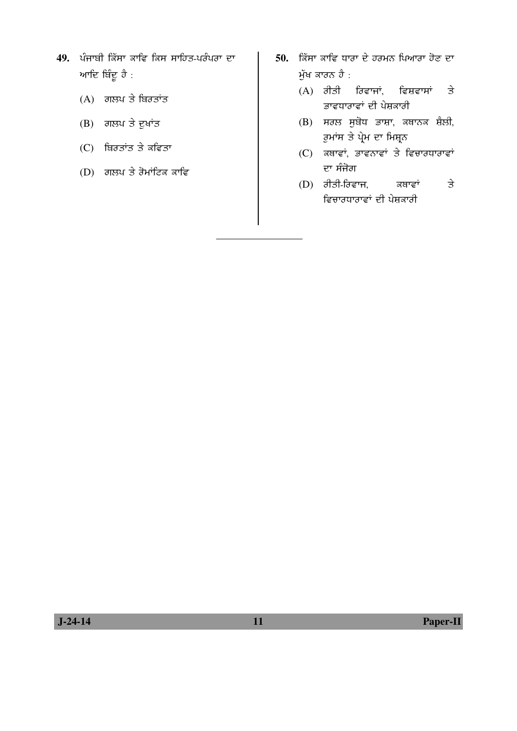49. ਪੰਜਾਬੀ ਕਿੱਸਾ ਕਾਵਿ ਕਿਸ ਸਾਹਿਤ-ਪਰੰਪਰਾ ਦਾ ਆਦਿ ਬਿੰਦੂ ਹੈ :

(A) ਗਲ਼ਪ ਤੇ ਬਿਰਤਾਂਤ

(B) ਗਲ਼ਪ ਤੇ ਦੁਖਾਂਤ

(C) ਬਿਰਤਾਂਤ ਤੇ ਕਵਿਤਾ

(D) ਗਲ਼ਪ ਤੇ ਰੋਮਾਂਟਿਕ ਕਾਵਿ

50. ਕਿੱਸਾ ਕਾਵਿ ਧਾਰਾ ਦੇ ਹਰਮਨ ਪਿਆਰਾ ਹੋਣ ਦਾ ਮੁੱਖ ਕਾਰਨ ਹੈ :

(A) ਰੀਤੀ ਰਿਵਾਜਾਂ, ਵਿਸ਼ਵਾਸਾਂ ਤੇ ਭਾਵਧਾਰਾਵਾਂ ਦੀ ਪੇਸ਼ਕਾਰੀ

(B) ਸਰਲ ਸੁਬੋਧ ਭਾਸ਼ਾ, ਕਥਾਨਕ ਸ਼ੈਲੀ, ਰੁਮਾਂਸ ਤੇ ਪ੍ਰੇਮ ਦਾ ਮਿਸ਼੍ਰਨ

(C) ਕਥਾਵਾਂ, ਭਾਵਨਾਵਾਂ ਤੇ ਵਿਚਾਰਧਾਰਾਵਾਂ ਦਾ ਸੰਜੋਗ

(D) ਰੀਤੀ-ਰਿਵਾਜ, ਕਥਾਵਾਂ ਤੇ ਵਿਚਾਰਧਾਰਾਵਾਂ ਦੀ ਪੇਸ਼ਕਾਰੀ

---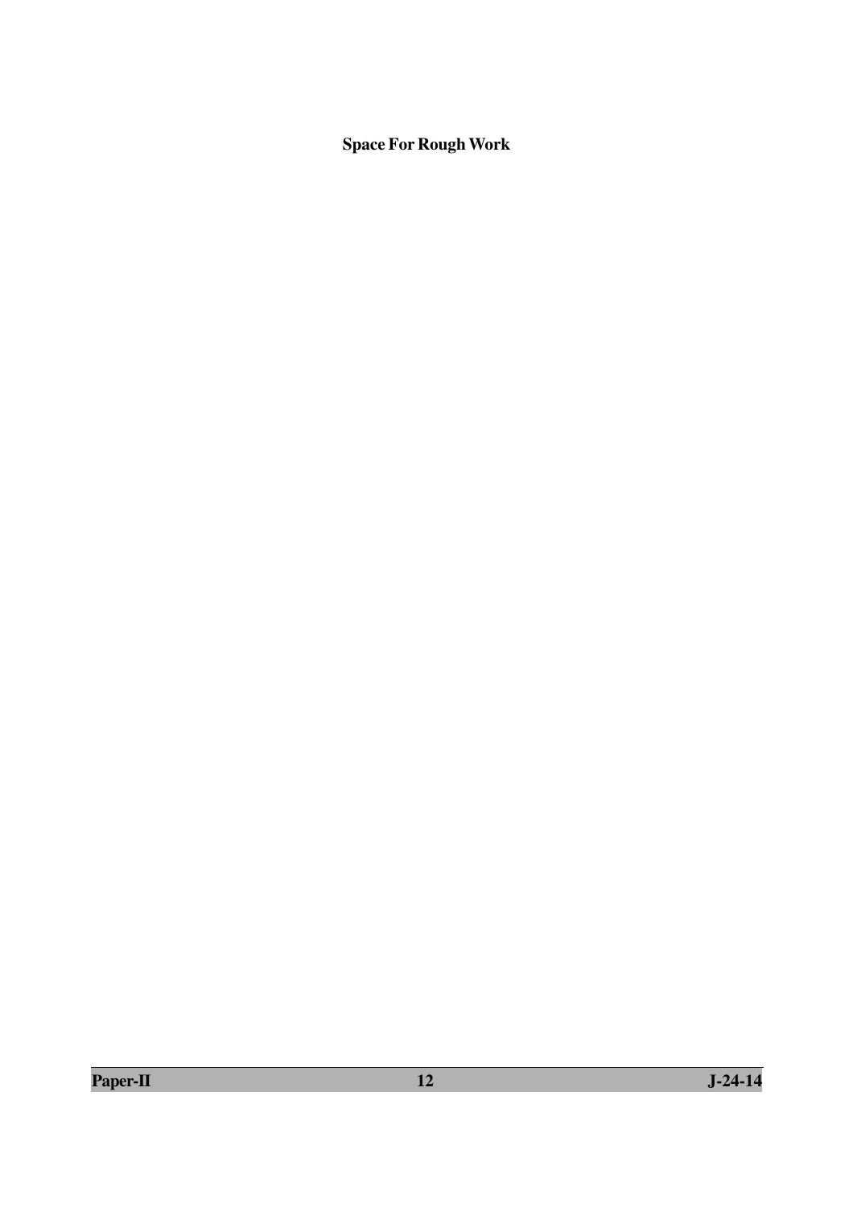**Space For Rough Work**